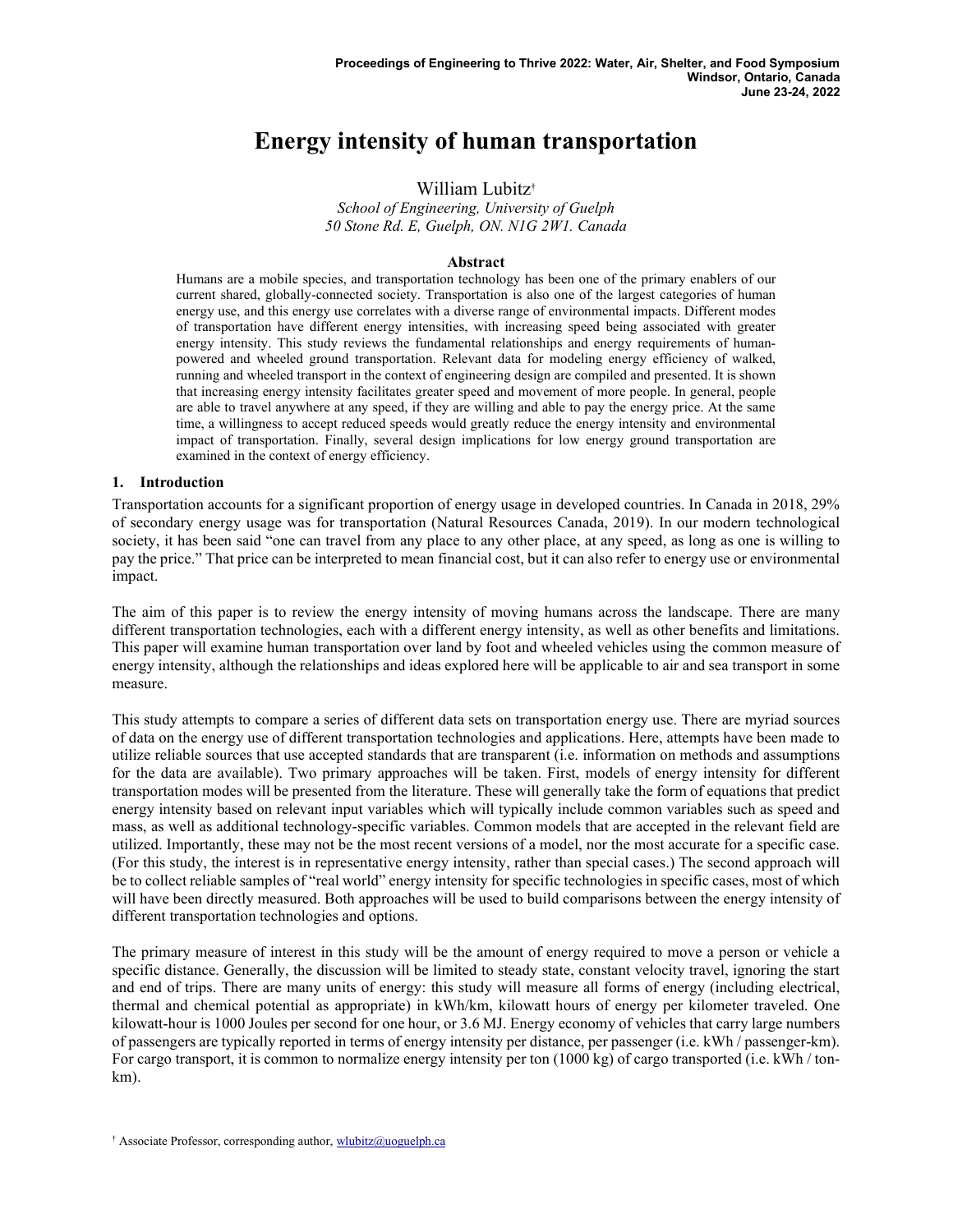# Energy intensity of human transportation

William Lubitz[†]

*School of Engineering, University of Guelph*
*50 Stone Rd. E, Guelph, ON. N1G 2W1. Canada*

### Abstract

Humans are a mobile species, and transportation technology has been one of the primary enablers of our current shared, globally-connected society. Transportation is also one of the largest categories of human energy use, and this energy use correlates with a diverse range of environmental impacts. Different modes of transportation have different energy intensities, with increasing speed being associated with greater energy intensity. This study reviews the fundamental relationships and energy requirements of human-powered and wheeled ground transportation. Relevant data for modeling energy efficiency of walked, running and wheeled transport in the context of engineering design are compiled and presented. It is shown that increasing energy intensity facilitates greater speed and movement of more people. In general, people are able to travel anywhere at any speed, if they are willing and able to pay the energy price. At the same time, a willingness to accept reduced speeds would greatly reduce the energy intensity and environmental impact of transportation. Finally, several design implications for low energy ground transportation are examined in the context of energy efficiency.

## 1. Introduction

Transportation accounts for a significant proportion of energy usage in developed countries. In Canada in 2018, 29% of secondary energy usage was for transportation (Natural Resources Canada, 2019). In our modern technological society, it has been said "one can travel from any place to any other place, at any speed, as long as one is willing to pay the price." That price can be interpreted to mean financial cost, but it can also refer to energy use or environmental impact.

The aim of this paper is to review the energy intensity of moving humans across the landscape. There are many different transportation technologies, each with a different energy intensity, as well as other benefits and limitations. This paper will examine human transportation over land by foot and wheeled vehicles using the common measure of energy intensity, although the relationships and ideas explored here will be applicable to air and sea transport in some measure.

This study attempts to compare a series of different data sets on transportation energy use. There are myriad sources of data on the energy use of different transportation technologies and applications. Here, attempts have been made to utilize reliable sources that use accepted standards that are transparent (i.e. information on methods and assumptions for the data are available). Two primary approaches will be taken. First, models of energy intensity for different transportation modes will be presented from the literature. These will generally take the form of equations that predict energy intensity based on relevant input variables which will typically include common variables such as speed and mass, as well as additional technology-specific variables. Common models that are accepted in the relevant field are utilized. Importantly, these may not be the most recent versions of a model, nor the most accurate for a specific case. (For this study, the interest is in representative energy intensity, rather than special cases.) The second approach will be to collect reliable samples of "real world" energy intensity for specific technologies in specific cases, most of which will have been directly measured. Both approaches will be used to build comparisons between the energy intensity of different transportation technologies and options.

The primary measure of interest in this study will be the amount of energy required to move a person or vehicle a specific distance. Generally, the discussion will be limited to steady state, constant velocity travel, ignoring the start and end of trips. There are many units of energy: this study will measure all forms of energy (including electrical, thermal and chemical potential as appropriate) in kWh/km, kilowatt hours of energy per kilometer traveled. One kilowatt-hour is 1000 Joules per second for one hour, or 3.6 MJ. Energy economy of vehicles that carry large numbers of passengers are typically reported in terms of energy intensity per distance, per passenger (i.e. kWh / passenger-km). For cargo transport, it is common to normalize energy intensity per ton (1000 kg) of cargo transported (i.e. kWh / ton-km).

[†] Associate Professor, corresponding author, wlubitz@uoguelph.ca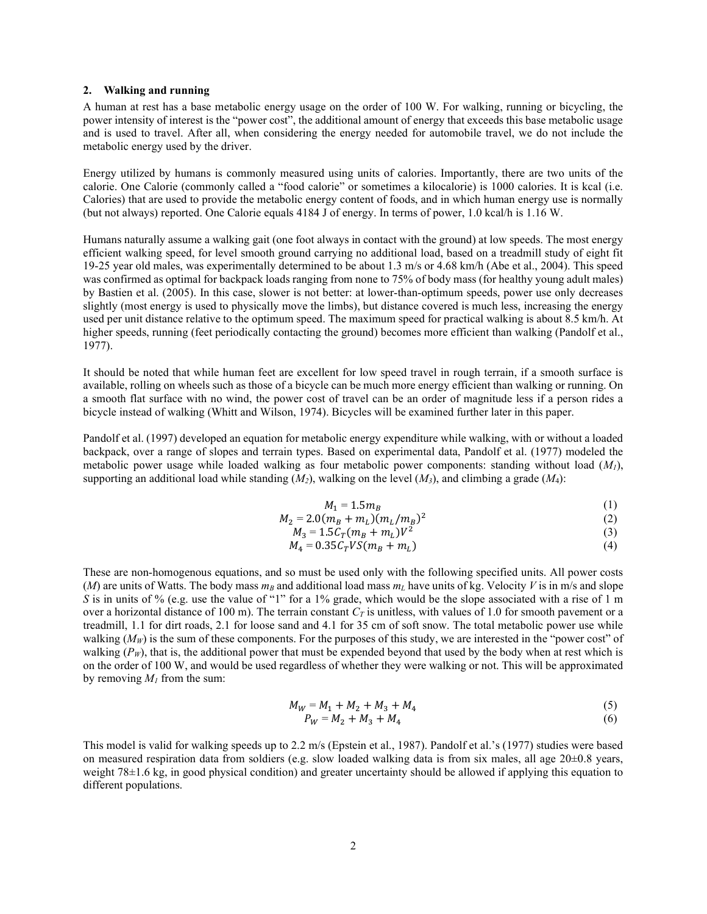## 2. Walking and running

A human at rest has a base metabolic energy usage on the order of 100 W. For walking, running or bicycling, the power intensity of interest is the "power cost", the additional amount of energy that exceeds this base metabolic usage and is used to travel. After all, when considering the energy needed for automobile travel, we do not include the metabolic energy used by the driver.

Energy utilized by humans is commonly measured using units of calories. Importantly, there are two units of the calorie. One Calorie (commonly called a "food calorie" or sometimes a kilocalorie) is 1000 calories. It is kcal (i.e. Calories) that are used to provide the metabolic energy content of foods, and in which human energy use is normally (but not always) reported. One Calorie equals 4184 J of energy. In terms of power, 1.0 kcal/h is 1.16 W.

Humans naturally assume a walking gait (one foot always in contact with the ground) at low speeds. The most energy efficient walking speed, for level smooth ground carrying no additional load, based on a treadmill study of eight fit 19-25 year old males, was experimentally determined to be about 1.3 m/s or 4.68 km/h (Abe et al., 2004). This speed was confirmed as optimal for backpack loads ranging from none to 75% of body mass (for healthy young adult males) by Bastien et al. (2005). In this case, slower is not better: at lower-than-optimum speeds, power use only decreases slightly (most energy is used to physically move the limbs), but distance covered is much less, increasing the energy used per unit distance relative to the optimum speed. The maximum speed for practical walking is about 8.5 km/h. At higher speeds, running (feet periodically contacting the ground) becomes more efficient than walking (Pandolf et al., 1977).

It should be noted that while human feet are excellent for low speed travel in rough terrain, if a smooth surface is available, rolling on wheels such as those of a bicycle can be much more energy efficient than walking or running. On a smooth flat surface with no wind, the power cost of travel can be an order of magnitude less if a person rides a bicycle instead of walking (Whitt and Wilson, 1974). Bicycles will be examined further later in this paper.

Pandolf et al. (1997) developed an equation for metabolic energy expenditure while walking, with or without a loaded backpack, over a range of slopes and terrain types. Based on experimental data, Pandolf et al. (1977) modeled the metabolic power usage while loaded walking as four metabolic power components: standing without load ($M_1$), supporting an additional load while standing ($M_2$), walking on the level ($M_3$), and climbing a grade ($M_4$):

$$M_1 = 1.5m_B \tag{1}$$

$$M_2 = 2.0(m_B + m_L)(m_L/m_B)^2 \tag{2}$$

$$M_3 = 1.5C_T(m_B + m_L)V^2 \tag{3}$$

$$M_4 = 0.35C_T VS(m_B + m_L) \tag{4}$$

These are non-homogenous equations, and so must be used only with the following specified units. All power costs ($M$) are units of Watts. The body mass $m_B$ and additional load mass $m_L$ have units of kg. Velocity $V$ is in m/s and slope $S$ is in units of % (e.g. use the value of "1" for a 1% grade, which would be the slope associated with a rise of 1 m over a horizontal distance of 100 m). The terrain constant $C_T$ is unitless, with values of 1.0 for smooth pavement or a treadmill, 1.1 for dirt roads, 2.1 for loose sand and 4.1 for 35 cm of soft snow. The total metabolic power use while walking ($M_W$) is the sum of these components. For the purposes of this study, we are interested in the "power cost" of walking ($P_W$), that is, the additional power that must be expended beyond that used by the body when at rest which is on the order of 100 W, and would be used regardless of whether they were walking or not. This will be approximated by removing $M_1$ from the sum:

$$M_W = M_1 + M_2 + M_3 + M_4 \tag{5}$$

$$P_W = M_2 + M_3 + M_4 \tag{6}$$

This model is valid for walking speeds up to 2.2 m/s (Epstein et al., 1987). Pandolf et al.'s (1977) studies were based on measured respiration data from soldiers (e.g. slow loaded walking data is from six males, all age 20±0.8 years, weight 78±1.6 kg, in good physical condition) and greater uncertainty should be allowed if applying this equation to different populations.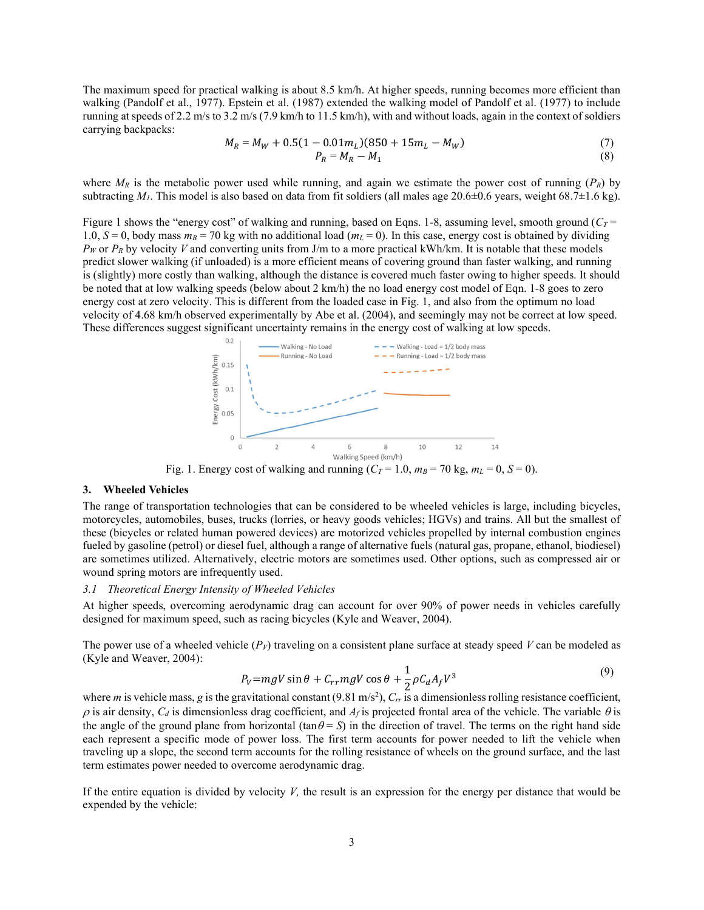The maximum speed for practical walking is about 8.5 km/h. At higher speeds, running becomes more efficient than walking (Pandolf et al., 1977). Epstein et al. (1987) extended the walking model of Pandolf et al. (1977) to include running at speeds of 2.2 m/s to 3.2 m/s (7.9 km/h to 11.5 km/h), with and without loads, again in the context of soldiers carrying backpacks:

$$M_R = M_W + 0.5(1 - 0.01m_L)(850 + 15m_L - M_W) \tag{7}$$

$$P_R = M_R - M_1 \tag{8}$$

where $M_R$ is the metabolic power used while running, and again we estimate the power cost of running ($P_R$) by subtracting $M_1$. This model is also based on data from fit soldiers (all males age 20.6±0.6 years, weight 68.7±1.6 kg).

Figure 1 shows the "energy cost" of walking and running, based on Eqns. 1-8, assuming level, smooth ground ($C_T = 1.0$, $S = 0$, body mass $m_B = 70$ kg with no additional load ($m_L = 0$). In this case, energy cost is obtained by dividing $P_W$ or $P_R$ by velocity $V$ and converting units from J/m to a more practical kWh/km. It is notable that these models predict slower walking (if unloaded) is a more efficient means of covering ground than faster walking, and running is (slightly) more costly than walking, although the distance is covered much faster owing to higher speeds. It should be noted that at low walking speeds (below about 2 km/h) the no load energy cost model of Eqn. 1-8 goes to zero energy cost at zero velocity. This is different from the loaded case in Fig. 1, and also from the optimum no load velocity of 4.68 km/h observed experimentally by Abe et al. (2004), and seemingly may not be correct at low speed. These differences suggest significant uncertainty remains in the energy cost of walking at low speeds.

Fig. 1. Energy cost of walking and running ($C_T = 1.0$, $m_B = 70$ kg, $m_L = 0$, $S = 0$).

## 3. Wheeled Vehicles

The range of transportation technologies that can be considered to be wheeled vehicles is large, including bicycles, motorcycles, automobiles, buses, trucks (lorries, or heavy goods vehicles; HGVs) and trains. All but the smallest of these (bicycles or related human powered devices) are motorized vehicles propelled by internal combustion engines fueled by gasoline (petrol) or diesel fuel, although a range of alternative fuels (natural gas, propane, ethanol, biodiesel) are sometimes utilized. Alternatively, electric motors are sometimes used. Other options, such as compressed air or wound spring motors are infrequently used.

### *3.1 Theoretical Energy Intensity of Wheeled Vehicles*

At higher speeds, overcoming aerodynamic drag can account for over 90% of power needs in vehicles carefully designed for maximum speed, such as racing bicycles (Kyle and Weaver, 2004).

The power use of a wheeled vehicle ($P_V$) traveling on a consistent plane surface at steady speed $V$ can be modeled as (Kyle and Weaver, 2004):

$$P_V = mgV\sin\theta + C_{rr}mgV\cos\theta + \frac{1}{2}\rho C_d A_f V^3 \tag{9}$$

where $m$ is vehicle mass, $g$ is the gravitational constant (9.81 m/s$^2$), $C_{rr}$ is a dimensionless rolling resistance coefficient, $\rho$ is air density, $C_d$ is dimensionless drag coefficient, and $A_f$ is projected frontal area of the vehicle. The variable $\theta$ is the angle of the ground plane from horizontal ($\tan\theta = S$) in the direction of travel. The terms on the right hand side each represent a specific mode of power loss. The first term accounts for power needed to lift the vehicle when traveling up a slope, the second term accounts for the rolling resistance of wheels on the ground surface, and the last term estimates power needed to overcome aerodynamic drag.

If the entire equation is divided by velocity $V$, the result is an expression for the energy per distance that would be expended by the vehicle: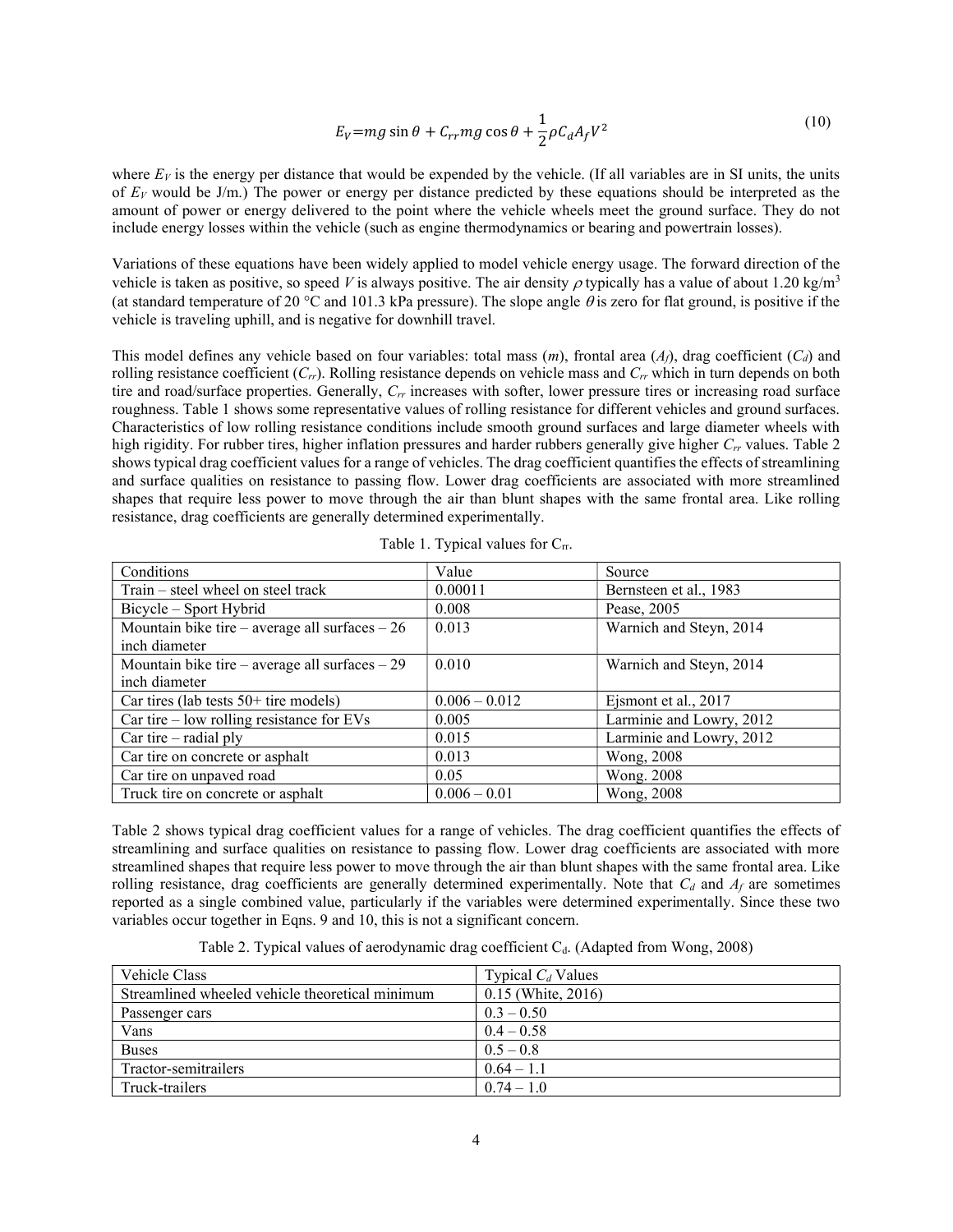$$E_V = mg \sin\theta + C_{rr} mg \cos\theta + \frac{1}{2}\rho C_d A_f V^2 \tag{10}$$

where $E_V$ is the energy per distance that would be expended by the vehicle. (If all variables are in SI units, the units of $E_V$ would be J/m.) The power or energy per distance predicted by these equations should be interpreted as the amount of power or energy delivered to the point where the vehicle wheels meet the ground surface. They do not include energy losses within the vehicle (such as engine thermodynamics or bearing and powertrain losses).

Variations of these equations have been widely applied to model vehicle energy usage. The forward direction of the vehicle is taken as positive, so speed $V$ is always positive. The air density $\rho$ typically has a value of about 1.20 kg/m$^3$ (at standard temperature of 20 °C and 101.3 kPa pressure). The slope angle $\theta$ is zero for flat ground, is positive if the vehicle is traveling uphill, and is negative for downhill travel.

This model defines any vehicle based on four variables: total mass ($m$), frontal area ($A_f$), drag coefficient ($C_d$) and rolling resistance coefficient ($C_{rr}$). Rolling resistance depends on vehicle mass and $C_{rr}$ which in turn depends on both tire and road/surface properties. Generally, $C_{rr}$ increases with softer, lower pressure tires or increasing road surface roughness. Table 1 shows some representative values of rolling resistance for different vehicles and ground surfaces. Characteristics of low rolling resistance conditions include smooth ground surfaces and large diameter wheels with high rigidity. For rubber tires, higher inflation pressures and harder rubbers generally give higher $C_{rr}$ values. Table 2 shows typical drag coefficient values for a range of vehicles. The drag coefficient quantifies the effects of streamlining and surface qualities on resistance to passing flow. Lower drag coefficients are associated with more streamlined shapes that require less power to move through the air than blunt shapes with the same frontal area. Like rolling resistance, drag coefficients are generally determined experimentally.

Table 1. Typical values for $C_{rr}$.

| Conditions | Value | Source |
|---|---|---|
| Train – steel wheel on steel track | 0.00011 | Bernsteen et al., 1983 |
| Bicycle – Sport Hybrid | 0.008 | Pease, 2005 |
| Mountain bike tire – average all surfaces – 26 inch diameter | 0.013 | Warnich and Steyn, 2014 |
| Mountain bike tire – average all surfaces – 29 inch diameter | 0.010 | Warnich and Steyn, 2014 |
| Car tires (lab tests 50+ tire models) | 0.006 – 0.012 | Ejsmont et al., 2017 |
| Car tire – low rolling resistance for EVs | 0.005 | Larminie and Lowry, 2012 |
| Car tire – radial ply | 0.015 | Larminie and Lowry, 2012 |
| Car tire on concrete or asphalt | 0.013 | Wong, 2008 |
| Car tire on unpaved road | 0.05 | Wong. 2008 |
| Truck tire on concrete or asphalt | 0.006 – 0.01 | Wong, 2008 |

Table 2 shows typical drag coefficient values for a range of vehicles. The drag coefficient quantifies the effects of streamlining and surface qualities on resistance to passing flow. Lower drag coefficients are associated with more streamlined shapes that require less power to move through the air than blunt shapes with the same frontal area. Like rolling resistance, drag coefficients are generally determined experimentally. Note that $C_d$ and $A_f$ are sometimes reported as a single combined value, particularly if the variables were determined experimentally. Since these two variables occur together in Eqns. 9 and 10, this is not a significant concern.

Table 2. Typical values of aerodynamic drag coefficient $C_d$. (Adapted from Wong, 2008)

| Vehicle Class | Typical $C_d$ Values |
|---|---|
| Streamlined wheeled vehicle theoretical minimum | 0.15 (White, 2016) |
| Passenger cars | 0.3 – 0.50 |
| Vans | 0.4 – 0.58 |
| Buses | 0.5 – 0.8 |
| Tractor-semitrailers | 0.64 – 1.1 |
| Truck-trailers | 0.74 – 1.0 |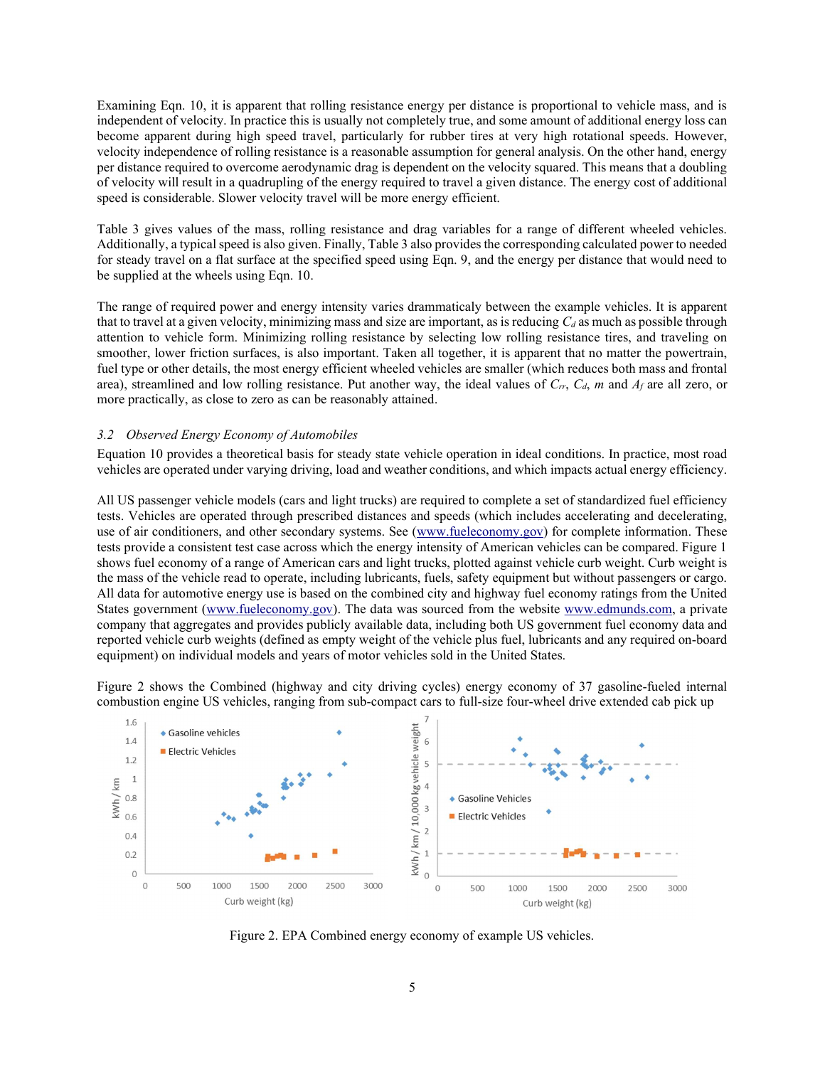Examining Eqn. 10, it is apparent that rolling resistance energy per distance is proportional to vehicle mass, and is independent of velocity. In practice this is usually not completely true, and some amount of additional energy loss can become apparent during high speed travel, particularly for rubber tires at very high rotational speeds. However, velocity independence of rolling resistance is a reasonable assumption for general analysis. On the other hand, energy per distance required to overcome aerodynamic drag is dependent on the velocity squared. This means that a doubling of velocity will result in a quadrupling of the energy required to travel a given distance. The energy cost of additional speed is considerable. Slower velocity travel will be more energy efficient.

Table 3 gives values of the mass, rolling resistance and drag variables for a range of different wheeled vehicles. Additionally, a typical speed is also given. Finally, Table 3 also provides the corresponding calculated power to needed for steady travel on a flat surface at the specified speed using Eqn. 9, and the energy per distance that would need to be supplied at the wheels using Eqn. 10.

The range of required power and energy intensity varies drammaticaly between the example vehicles. It is apparent that to travel at a given velocity, minimizing mass and size are important, as is reducing $C_d$ as much as possible through attention to vehicle form. Minimizing rolling resistance by selecting low rolling resistance tires, and traveling on smoother, lower friction surfaces, is also important. Taken all together, it is apparent that no matter the powertrain, fuel type or other details, the most energy efficient wheeled vehicles are smaller (which reduces both mass and frontal area), streamlined and low rolling resistance. Put another way, the ideal values of $C_{rr}$, $C_d$, $m$ and $A_f$ are all zero, or more practically, as close to zero as can be reasonably attained.

### *3.2 Observed Energy Economy of Automobiles*

Equation 10 provides a theoretical basis for steady state vehicle operation in ideal conditions. In practice, most road vehicles are operated under varying driving, load and weather conditions, and which impacts actual energy efficiency.

All US passenger vehicle models (cars and light trucks) are required to complete a set of standardized fuel efficiency tests. Vehicles are operated through prescribed distances and speeds (which includes accelerating and decelerating, use of air conditioners, and other secondary systems. See (www.fueleconomy.gov) for complete information. These tests provide a consistent test case across which the energy intensity of American vehicles can be compared. Figure 1 shows fuel economy of a range of American cars and light trucks, plotted against vehicle curb weight. Curb weight is the mass of the vehicle read to operate, including lubricants, fuels, safety equipment but without passengers or cargo. All data for automotive energy use is based on the combined city and highway fuel economy ratings from the United States government (www.fueleconomy.gov). The data was sourced from the website www.edmunds.com, a private company that aggregates and provides publicly available data, including both US government fuel economy data and reported vehicle curb weights (defined as empty weight of the vehicle plus fuel, lubricants and any required on-board equipment) on individual models and years of motor vehicles sold in the United States.

Figure 2 shows the Combined (highway and city driving cycles) energy economy of 37 gasoline-fueled internal combustion engine US vehicles, ranging from sub-compact cars to full-size four-wheel drive extended cab pick up

Figure 2. EPA Combined energy economy of example US vehicles.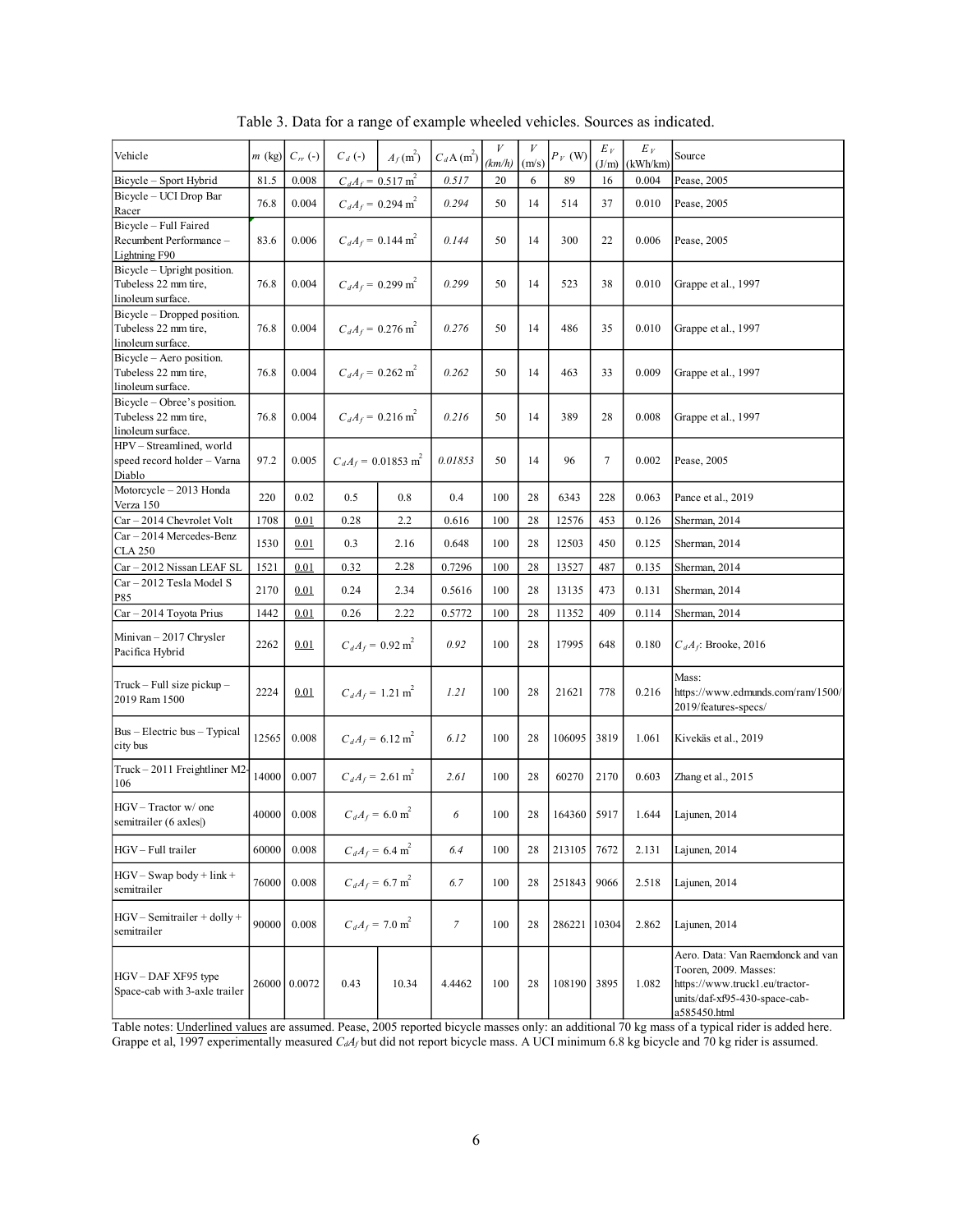Table 3. Data for a range of example wheeled vehicles. Sources as indicated.

| Vehicle | $m$ (kg) | $C_{rr}$ (-) | $C_d$ (-) | $A_f$ (m$^2$) | $C_d$A (m$^2$) | $V$ *(km/h)* | $V$ (m/s) | $P_V$ (W) | $E_V$ (J/m) | $E_V$ (kWh/km) | Source |
|---|---|---|---|---|---|---|---|---|---|---|---|
| Bicycle – Sport Hybrid | 81.5 | 0.008 | $C_dA_f$ = 0.517 m$^2$ | | *0.517* | 20 | 6 | 89 | 16 | 0.004 | Pease, 2005 |
| Bicycle – UCI Drop Bar Racer | 76.8 | 0.004 | $C_dA_f$ = 0.294 m$^2$ | | *0.294* | 50 | 14 | 514 | 37 | 0.010 | Pease, 2005 |
| Bicycle – Full Faired Recumbent Performance – Lightning F90 | 83.6 | 0.006 | $C_dA_f$ = 0.144 m$^2$ | | *0.144* | 50 | 14 | 300 | 22 | 0.006 | Pease, 2005 |
| Bicycle – Upright position. Tubeless 22 mm tire, linoleum surface. | 76.8 | 0.004 | $C_dA_f$ = 0.299 m$^2$ | | *0.299* | 50 | 14 | 523 | 38 | 0.010 | Grappe et al., 1997 |
| Bicycle – Dropped position. Tubeless 22 mm tire, linoleum surface. | 76.8 | 0.004 | $C_dA_f$ = 0.276 m$^2$ | | *0.276* | 50 | 14 | 486 | 35 | 0.010 | Grappe et al., 1997 |
| Bicycle – Aero position. Tubeless 22 mm tire, linoleum surface. | 76.8 | 0.004 | $C_dA_f$ = 0.262 m$^2$ | | *0.262* | 50 | 14 | 463 | 33 | 0.009 | Grappe et al., 1997 |
| Bicycle – Obree's position. Tubeless 22 mm tire, linoleum surface. | 76.8 | 0.004 | $C_dA_f$ = 0.216 m$^2$ | | *0.216* | 50 | 14 | 389 | 28 | 0.008 | Grappe et al., 1997 |
| HPV – Streamlined, world speed record holder – Varna Diablo | 97.2 | 0.005 | $C_dA_f$ = 0.01853 m$^2$ | | *0.01853* | 50 | 14 | 96 | 7 | 0.002 | Pease, 2005 |
| Motorcycle – 2013 Honda Verza 150 | 220 | 0.02 | 0.5 | 0.8 | 0.4 | 100 | 28 | 6343 | 228 | 0.063 | Pance et al., 2019 |
| Car – 2014 Chevrolet Volt | 1708 | <u>0.01</u> | 0.28 | 2.2 | 0.616 | 100 | 28 | 12576 | 453 | 0.126 | Sherman, 2014 |
| Car – 2014 Mercedes-Benz CLA 250 | 1530 | <u>0.01</u> | 0.3 | 2.16 | 0.648 | 100 | 28 | 12503 | 450 | 0.125 | Sherman, 2014 |
| Car – 2012 Nissan LEAF SL | 1521 | <u>0.01</u> | 0.32 | 2.28 | 0.7296 | 100 | 28 | 13527 | 487 | 0.135 | Sherman, 2014 |
| Car – 2012 Tesla Model S P85 | 2170 | <u>0.01</u> | 0.24 | 2.34 | 0.5616 | 100 | 28 | 13135 | 473 | 0.131 | Sherman, 2014 |
| Car – 2014 Toyota Prius | 1442 | <u>0.01</u> | 0.26 | 2.22 | 0.5772 | 100 | 28 | 11352 | 409 | 0.114 | Sherman, 2014 |
| Minivan – 2017 Chrysler Pacifica Hybrid | 2262 | <u>0.01</u> | $C_dA_f$ = 0.92 m$^2$ | | *0.92* | 100 | 28 | 17995 | 648 | 0.180 | $C_dA_f$: Brooke, 2016 |
| Truck – Full size pickup – 2019 Ram 1500 | 2224 | <u>0.01</u> | $C_dA_f$ = 1.21 m$^2$ | | *1.21* | 100 | 28 | 21621 | 778 | 0.216 | Mass: https://www.edmunds.com/ram/1500/2019/features-specs/ |
| Bus – Electric bus – Typical city bus | 12565 | 0.008 | $C_dA_f$ = 6.12 m$^2$ | | *6.12* | 100 | 28 | 106095 | 3819 | 1.061 | Kivekäs et al., 2019 |
| Truck – 2011 Freightliner M2-106 | 14000 | 0.007 | $C_dA_f$ = 2.61 m$^2$ | | *2.61* | 100 | 28 | 60270 | 2170 | 0.603 | Zhang et al., 2015 |
| HGV – Tractor w/ one semitrailer (6 axles\|) | 40000 | 0.008 | $C_dA_f$ = 6.0 m$^2$ | | *6* | 100 | 28 | 164360 | 5917 | 1.644 | Lajunen, 2014 |
| HGV – Full trailer | 60000 | 0.008 | $C_dA_f$ = 6.4 m$^2$ | | *6.4* | 100 | 28 | 213105 | 7672 | 2.131 | Lajunen, 2014 |
| HGV – Swap body + link + semitrailer | 76000 | 0.008 | $C_dA_f$ = 6.7 m$^2$ | | *6.7* | 100 | 28 | 251843 | 9066 | 2.518 | Lajunen, 2014 |
| HGV – Semitrailer + dolly + semitrailer | 90000 | 0.008 | $C_dA_f$ = 7.0 m$^2$ | | *7* | 100 | 28 | 286221 | 10304 | 2.862 | Lajunen, 2014 |
| HGV – DAF XF95 type Space-cab with 3-axle trailer | 26000 | 0.0072 | 0.43 | 10.34 | 4.4462 | 100 | 28 | 108190 | 3895 | 1.082 | Aero. Data: Van Raemdonck and van Tooren, 2009. Masses: https://www.truck1.eu/tractor-units/daf-xf95-430-space-cab-a585450.html |

Table notes: <u>Underlined values</u> are assumed. Pease, 2005 reported bicycle masses only: an additional 70 kg mass of a typical rider is added here. Grappe et al, 1997 experimentally measured $C_dA_f$ but did not report bicycle mass. A UCI minimum 6.8 kg bicycle and 70 kg rider is assumed.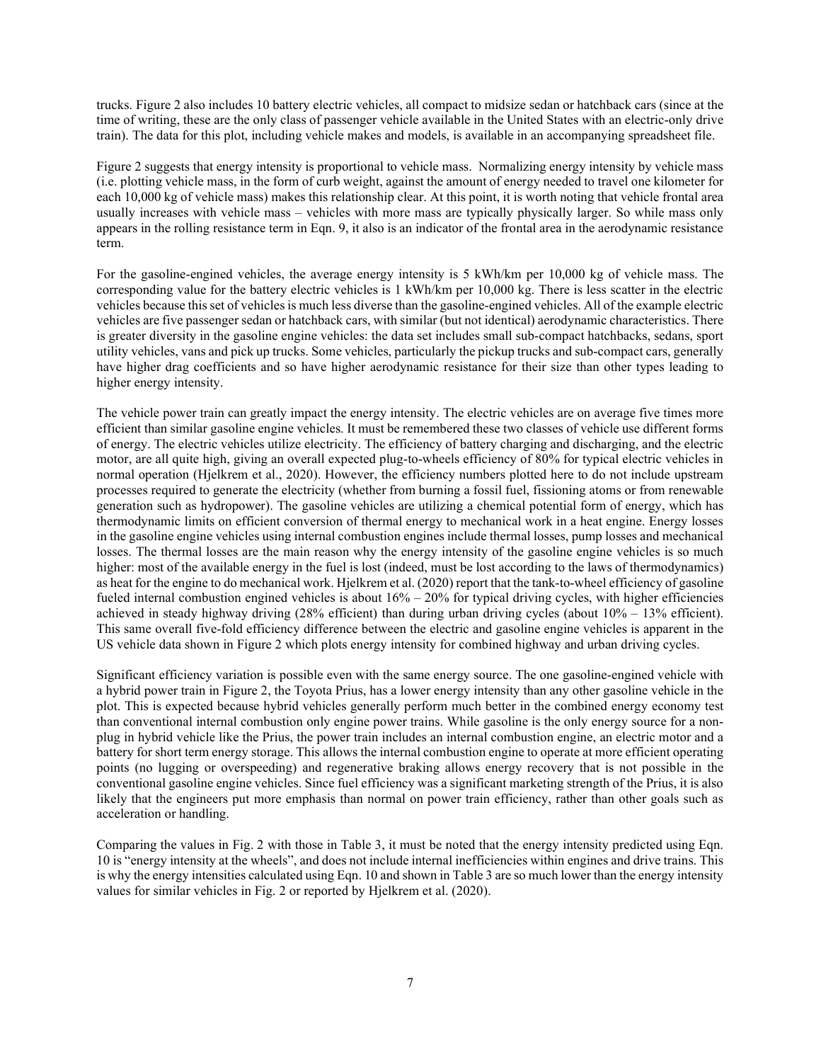trucks. Figure 2 also includes 10 battery electric vehicles, all compact to midsize sedan or hatchback cars (since at the time of writing, these are the only class of passenger vehicle available in the United States with an electric-only drive train). The data for this plot, including vehicle makes and models, is available in an accompanying spreadsheet file.

Figure 2 suggests that energy intensity is proportional to vehicle mass. Normalizing energy intensity by vehicle mass (i.e. plotting vehicle mass, in the form of curb weight, against the amount of energy needed to travel one kilometer for each 10,000 kg of vehicle mass) makes this relationship clear. At this point, it is worth noting that vehicle frontal area usually increases with vehicle mass – vehicles with more mass are typically physically larger. So while mass only appears in the rolling resistance term in Eqn. 9, it also is an indicator of the frontal area in the aerodynamic resistance term.

For the gasoline-engined vehicles, the average energy intensity is 5 kWh/km per 10,000 kg of vehicle mass. The corresponding value for the battery electric vehicles is 1 kWh/km per 10,000 kg. There is less scatter in the electric vehicles because this set of vehicles is much less diverse than the gasoline-engined vehicles. All of the example electric vehicles are five passenger sedan or hatchback cars, with similar (but not identical) aerodynamic characteristics. There is greater diversity in the gasoline engine vehicles: the data set includes small sub-compact hatchbacks, sedans, sport utility vehicles, vans and pick up trucks. Some vehicles, particularly the pickup trucks and sub-compact cars, generally have higher drag coefficients and so have higher aerodynamic resistance for their size than other types leading to higher energy intensity.

The vehicle power train can greatly impact the energy intensity. The electric vehicles are on average five times more efficient than similar gasoline engine vehicles. It must be remembered these two classes of vehicle use different forms of energy. The electric vehicles utilize electricity. The efficiency of battery charging and discharging, and the electric motor, are all quite high, giving an overall expected plug-to-wheels efficiency of 80% for typical electric vehicles in normal operation (Hjelkrem et al., 2020). However, the efficiency numbers plotted here to do not include upstream processes required to generate the electricity (whether from burning a fossil fuel, fissioning atoms or from renewable generation such as hydropower). The gasoline vehicles are utilizing a chemical potential form of energy, which has thermodynamic limits on efficient conversion of thermal energy to mechanical work in a heat engine. Energy losses in the gasoline engine vehicles using internal combustion engines include thermal losses, pump losses and mechanical losses. The thermal losses are the main reason why the energy intensity of the gasoline engine vehicles is so much higher: most of the available energy in the fuel is lost (indeed, must be lost according to the laws of thermodynamics) as heat for the engine to do mechanical work. Hjelkrem et al. (2020) report that the tank-to-wheel efficiency of gasoline fueled internal combustion engined vehicles is about 16% – 20% for typical driving cycles, with higher efficiencies achieved in steady highway driving (28% efficient) than during urban driving cycles (about 10% – 13% efficient). This same overall five-fold efficiency difference between the electric and gasoline engine vehicles is apparent in the US vehicle data shown in Figure 2 which plots energy intensity for combined highway and urban driving cycles.

Significant efficiency variation is possible even with the same energy source. The one gasoline-engined vehicle with a hybrid power train in Figure 2, the Toyota Prius, has a lower energy intensity than any other gasoline vehicle in the plot. This is expected because hybrid vehicles generally perform much better in the combined energy economy test than conventional internal combustion only engine power trains. While gasoline is the only energy source for a non-plug in hybrid vehicle like the Prius, the power train includes an internal combustion engine, an electric motor and a battery for short term energy storage. This allows the internal combustion engine to operate at more efficient operating points (no lugging or overspeeding) and regenerative braking allows energy recovery that is not possible in the conventional gasoline engine vehicles. Since fuel efficiency was a significant marketing strength of the Prius, it is also likely that the engineers put more emphasis than normal on power train efficiency, rather than other goals such as acceleration or handling.

Comparing the values in Fig. 2 with those in Table 3, it must be noted that the energy intensity predicted using Eqn. 10 is "energy intensity at the wheels", and does not include internal inefficiencies within engines and drive trains. This is why the energy intensities calculated using Eqn. 10 and shown in Table 3 are so much lower than the energy intensity values for similar vehicles in Fig. 2 or reported by Hjelkrem et al. (2020).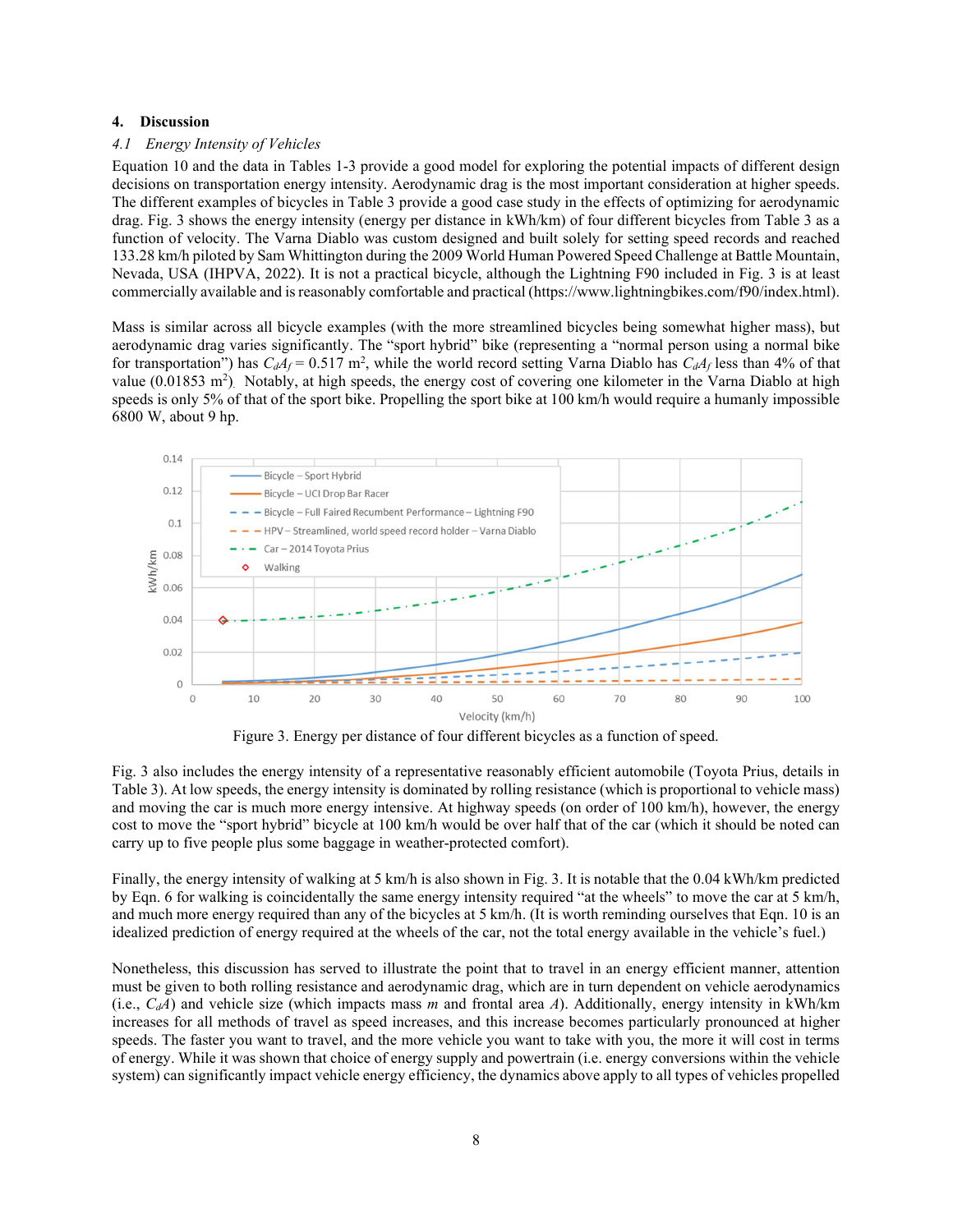## 4. Discussion

### 4.1 Energy Intensity of Vehicles

Equation 10 and the data in Tables 1-3 provide a good model for exploring the potential impacts of different design decisions on transportation energy intensity. Aerodynamic drag is the most important consideration at higher speeds. The different examples of bicycles in Table 3 provide a good case study in the effects of optimizing for aerodynamic drag. Fig. 3 shows the energy intensity (energy per distance in kWh/km) of four different bicycles from Table 3 as a function of velocity. The Varna Diablo was custom designed and built solely for setting speed records and reached 133.28 km/h piloted by Sam Whittington during the 2009 World Human Powered Speed Challenge at Battle Mountain, Nevada, USA (IHPVA, 2022). It is not a practical bicycle, although the Lightning F90 included in Fig. 3 is at least commercially available and is reasonably comfortable and practical (https://www.lightningbikes.com/f90/index.html).

Mass is similar across all bicycle examples (with the more streamlined bicycles being somewhat higher mass), but aerodynamic drag varies significantly. The "sport hybrid" bike (representing a "normal person using a normal bike for transportation") has $C_dA_f = 0.517$ m$^2$, while the world record setting Varna Diablo has $C_dA_f$ less than 4% of that value (0.01853 m$^2$). Notably, at high speeds, the energy cost of covering one kilometer in the Varna Diablo at high speeds is only 5% of that of the sport bike. Propelling the sport bike at 100 km/h would require a humanly impossible 6800 W, about 9 hp.

Figure 3. Energy per distance of four different bicycles as a function of speed.

Fig. 3 also includes the energy intensity of a representative reasonably efficient automobile (Toyota Prius, details in Table 3). At low speeds, the energy intensity is dominated by rolling resistance (which is proportional to vehicle mass) and moving the car is much more energy intensive. At highway speeds (on order of 100 km/h), however, the energy cost to move the "sport hybrid" bicycle at 100 km/h would be over half that of the car (which it should be noted can carry up to five people plus some baggage in weather-protected comfort).

Finally, the energy intensity of walking at 5 km/h is also shown in Fig. 3. It is notable that the 0.04 kWh/km predicted by Eqn. 6 for walking is coincidentally the same energy intensity required "at the wheels" to move the car at 5 km/h, and much more energy required than any of the bicycles at 5 km/h. (It is worth reminding ourselves that Eqn. 10 is an idealized prediction of energy required at the wheels of the car, not the total energy available in the vehicle's fuel.)

Nonetheless, this discussion has served to illustrate the point that to travel in an energy efficient manner, attention must be given to both rolling resistance and aerodynamic drag, which are in turn dependent on vehicle aerodynamics (i.e., $C_dA$) and vehicle size (which impacts mass $m$ and frontal area $A$). Additionally, energy intensity in kWh/km increases for all methods of travel as speed increases, and this increase becomes particularly pronounced at higher speeds. The faster you want to travel, and the more vehicle you want to take with you, the more it will cost in terms of energy. While it was shown that choice of energy supply and powertrain (i.e. energy conversions within the vehicle system) can significantly impact vehicle energy efficiency, the dynamics above apply to all types of vehicles propelled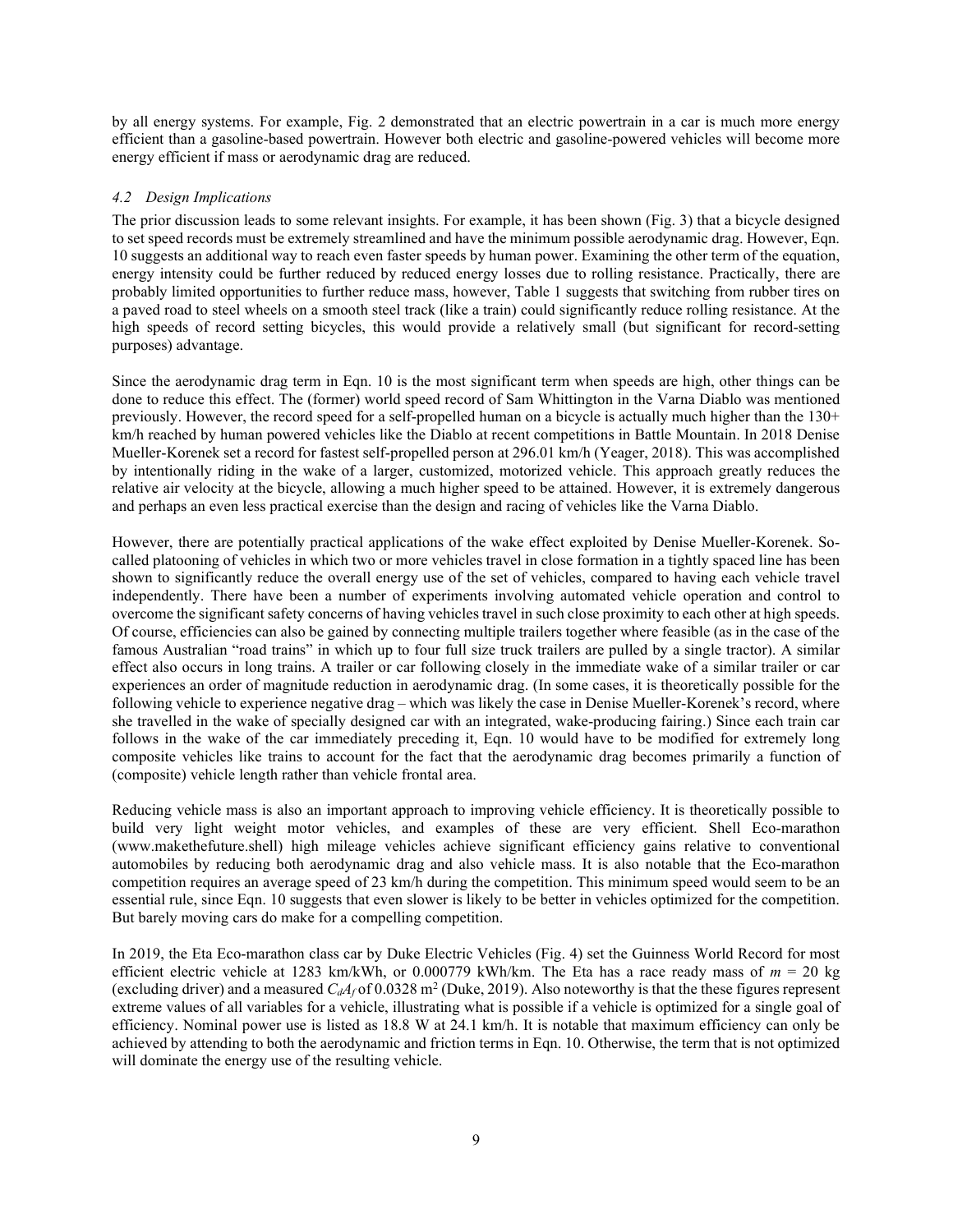by all energy systems. For example, Fig. 2 demonstrated that an electric powertrain in a car is much more energy efficient than a gasoline-based powertrain. However both electric and gasoline-powered vehicles will become more energy efficient if mass or aerodynamic drag are reduced.

### *4.2 Design Implications*

The prior discussion leads to some relevant insights. For example, it has been shown (Fig. 3) that a bicycle designed to set speed records must be extremely streamlined and have the minimum possible aerodynamic drag. However, Eqn. 10 suggests an additional way to reach even faster speeds by human power. Examining the other term of the equation, energy intensity could be further reduced by reduced energy losses due to rolling resistance. Practically, there are probably limited opportunities to further reduce mass, however, Table 1 suggests that switching from rubber tires on a paved road to steel wheels on a smooth steel track (like a train) could significantly reduce rolling resistance. At the high speeds of record setting bicycles, this would provide a relatively small (but significant for record-setting purposes) advantage.

Since the aerodynamic drag term in Eqn. 10 is the most significant term when speeds are high, other things can be done to reduce this effect. The (former) world speed record of Sam Whittington in the Varna Diablo was mentioned previously. However, the record speed for a self-propelled human on a bicycle is actually much higher than the 130+ km/h reached by human powered vehicles like the Diablo at recent competitions in Battle Mountain. In 2018 Denise Mueller-Korenek set a record for fastest self-propelled person at 296.01 km/h (Yeager, 2018). This was accomplished by intentionally riding in the wake of a larger, customized, motorized vehicle. This approach greatly reduces the relative air velocity at the bicycle, allowing a much higher speed to be attained. However, it is extremely dangerous and perhaps an even less practical exercise than the design and racing of vehicles like the Varna Diablo.

However, there are potentially practical applications of the wake effect exploited by Denise Mueller-Korenek. So-called platooning of vehicles in which two or more vehicles travel in close formation in a tightly spaced line has been shown to significantly reduce the overall energy use of the set of vehicles, compared to having each vehicle travel independently. There have been a number of experiments involving automated vehicle operation and control to overcome the significant safety concerns of having vehicles travel in such close proximity to each other at high speeds. Of course, efficiencies can also be gained by connecting multiple trailers together where feasible (as in the case of the famous Australian "road trains" in which up to four full size truck trailers are pulled by a single tractor). A similar effect also occurs in long trains. A trailer or car following closely in the immediate wake of a similar trailer or car experiences an order of magnitude reduction in aerodynamic drag. (In some cases, it is theoretically possible for the following vehicle to experience negative drag – which was likely the case in Denise Mueller-Korenek's record, where she travelled in the wake of specially designed car with an integrated, wake-producing fairing.) Since each train car follows in the wake of the car immediately preceding it, Eqn. 10 would have to be modified for extremely long composite vehicles like trains to account for the fact that the aerodynamic drag becomes primarily a function of (composite) vehicle length rather than vehicle frontal area.

Reducing vehicle mass is also an important approach to improving vehicle efficiency. It is theoretically possible to build very light weight motor vehicles, and examples of these are very efficient. Shell Eco-marathon (www.makethefuture.shell) high mileage vehicles achieve significant efficiency gains relative to conventional automobiles by reducing both aerodynamic drag and also vehicle mass. It is also notable that the Eco-marathon competition requires an average speed of 23 km/h during the competition. This minimum speed would seem to be an essential rule, since Eqn. 10 suggests that even slower is likely to be better in vehicles optimized for the competition. But barely moving cars do make for a compelling competition.

In 2019, the Eta Eco-marathon class car by Duke Electric Vehicles (Fig. 4) set the Guinness World Record for most efficient electric vehicle at 1283 km/kWh, or 0.000779 kWh/km. The Eta has a race ready mass of $m$ = 20 kg (excluding driver) and a measured $C_dA_f$ of 0.0328 m$^2$ (Duke, 2019). Also noteworthy is that the these figures represent extreme values of all variables for a vehicle, illustrating what is possible if a vehicle is optimized for a single goal of efficiency. Nominal power use is listed as 18.8 W at 24.1 km/h. It is notable that maximum efficiency can only be achieved by attending to both the aerodynamic and friction terms in Eqn. 10. Otherwise, the term that is not optimized will dominate the energy use of the resulting vehicle.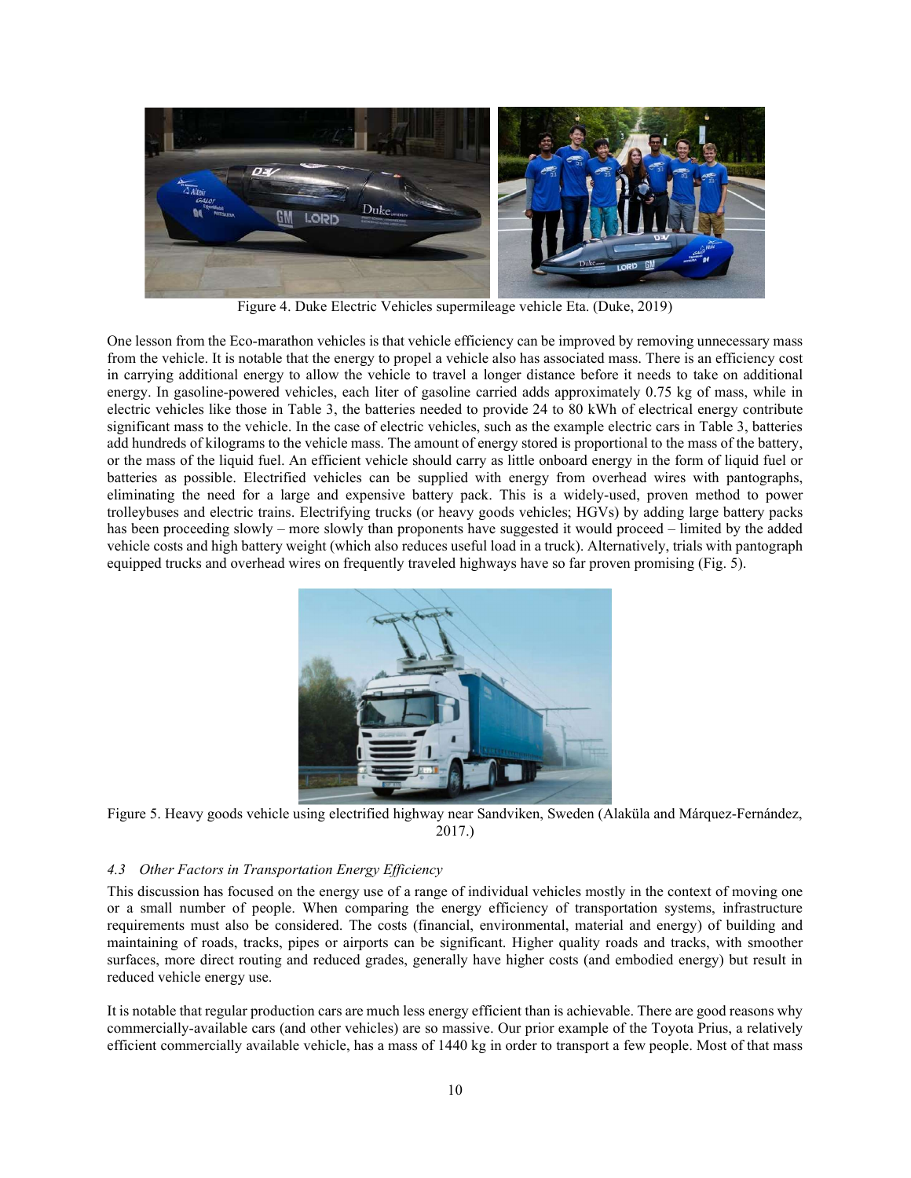Figure 4. Duke Electric Vehicles supermileage vehicle Eta. (Duke, 2019)

One lesson from the Eco-marathon vehicles is that vehicle efficiency can be improved by removing unnecessary mass from the vehicle. It is notable that the energy to propel a vehicle also has associated mass. There is an efficiency cost in carrying additional energy to allow the vehicle to travel a longer distance before it needs to take on additional energy. In gasoline-powered vehicles, each liter of gasoline carried adds approximately 0.75 kg of mass, while in electric vehicles like those in Table 3, the batteries needed to provide 24 to 80 kWh of electrical energy contribute significant mass to the vehicle. In the case of electric vehicles, such as the example electric cars in Table 3, batteries add hundreds of kilograms to the vehicle mass. The amount of energy stored is proportional to the mass of the battery, or the mass of the liquid fuel. An efficient vehicle should carry as little onboard energy in the form of liquid fuel or batteries as possible. Electrified vehicles can be supplied with energy from overhead wires with pantographs, eliminating the need for a large and expensive battery pack. This is a widely-used, proven method to power trolleybuses and electric trains. Electrifying trucks (or heavy goods vehicles; HGVs) by adding large battery packs has been proceeding slowly – more slowly than proponents have suggested it would proceed – limited by the added vehicle costs and high battery weight (which also reduces useful load in a truck). Alternatively, trials with pantograph equipped trucks and overhead wires on frequently traveled highways have so far proven promising (Fig. 5).

Figure 5. Heavy goods vehicle using electrified highway near Sandviken, Sweden (Alaküla and Márquez-Fernández, 2017.)

### *4.3 Other Factors in Transportation Energy Efficiency*

This discussion has focused on the energy use of a range of individual vehicles mostly in the context of moving one or a small number of people. When comparing the energy efficiency of transportation systems, infrastructure requirements must also be considered. The costs (financial, environmental, material and energy) of building and maintaining of roads, tracks, pipes or airports can be significant. Higher quality roads and tracks, with smoother surfaces, more direct routing and reduced grades, generally have higher costs (and embodied energy) but result in reduced vehicle energy use.

It is notable that regular production cars are much less energy efficient than is achievable. There are good reasons why commercially-available cars (and other vehicles) are so massive. Our prior example of the Toyota Prius, a relatively efficient commercially available vehicle, has a mass of 1440 kg in order to transport a few people. Most of that mass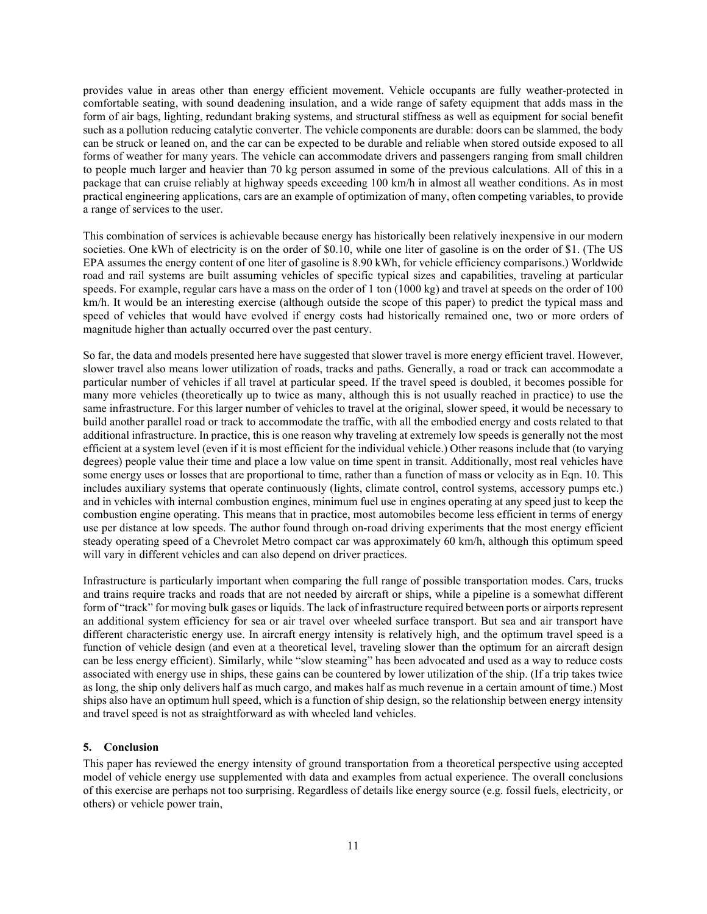provides value in areas other than energy efficient movement. Vehicle occupants are fully weather-protected in comfortable seating, with sound deadening insulation, and a wide range of safety equipment that adds mass in the form of air bags, lighting, redundant braking systems, and structural stiffness as well as equipment for social benefit such as a pollution reducing catalytic converter. The vehicle components are durable: doors can be slammed, the body can be struck or leaned on, and the car can be expected to be durable and reliable when stored outside exposed to all forms of weather for many years. The vehicle can accommodate drivers and passengers ranging from small children to people much larger and heavier than 70 kg person assumed in some of the previous calculations. All of this in a package that can cruise reliably at highway speeds exceeding 100 km/h in almost all weather conditions. As in most practical engineering applications, cars are an example of optimization of many, often competing variables, to provide a range of services to the user.

This combination of services is achievable because energy has historically been relatively inexpensive in our modern societies. One kWh of electricity is on the order of $0.10, while one liter of gasoline is on the order of $1. (The US EPA assumes the energy content of one liter of gasoline is 8.90 kWh, for vehicle efficiency comparisons.) Worldwide road and rail systems are built assuming vehicles of specific typical sizes and capabilities, traveling at particular speeds. For example, regular cars have a mass on the order of 1 ton (1000 kg) and travel at speeds on the order of 100 km/h. It would be an interesting exercise (although outside the scope of this paper) to predict the typical mass and speed of vehicles that would have evolved if energy costs had historically remained one, two or more orders of magnitude higher than actually occurred over the past century.

So far, the data and models presented here have suggested that slower travel is more energy efficient travel. However, slower travel also means lower utilization of roads, tracks and paths. Generally, a road or track can accommodate a particular number of vehicles if all travel at particular speed. If the travel speed is doubled, it becomes possible for many more vehicles (theoretically up to twice as many, although this is not usually reached in practice) to use the same infrastructure. For this larger number of vehicles to travel at the original, slower speed, it would be necessary to build another parallel road or track to accommodate the traffic, with all the embodied energy and costs related to that additional infrastructure. In practice, this is one reason why traveling at extremely low speeds is generally not the most efficient at a system level (even if it is most efficient for the individual vehicle.) Other reasons include that (to varying degrees) people value their time and place a low value on time spent in transit. Additionally, most real vehicles have some energy uses or losses that are proportional to time, rather than a function of mass or velocity as in Eqn. 10. This includes auxiliary systems that operate continuously (lights, climate control, control systems, accessory pumps etc.) and in vehicles with internal combustion engines, minimum fuel use in engines operating at any speed just to keep the combustion engine operating. This means that in practice, most automobiles become less efficient in terms of energy use per distance at low speeds. The author found through on-road driving experiments that the most energy efficient steady operating speed of a Chevrolet Metro compact car was approximately 60 km/h, although this optimum speed will vary in different vehicles and can also depend on driver practices.

Infrastructure is particularly important when comparing the full range of possible transportation modes. Cars, trucks and trains require tracks and roads that are not needed by aircraft or ships, while a pipeline is a somewhat different form of "track" for moving bulk gases or liquids. The lack of infrastructure required between ports or airports represent an additional system efficiency for sea or air travel over wheeled surface transport. But sea and air transport have different characteristic energy use. In aircraft energy intensity is relatively high, and the optimum travel speed is a function of vehicle design (and even at a theoretical level, traveling slower than the optimum for an aircraft design can be less energy efficient). Similarly, while "slow steaming" has been advocated and used as a way to reduce costs associated with energy use in ships, these gains can be countered by lower utilization of the ship. (If a trip takes twice as long, the ship only delivers half as much cargo, and makes half as much revenue in a certain amount of time.) Most ships also have an optimum hull speed, which is a function of ship design, so the relationship between energy intensity and travel speed is not as straightforward as with wheeled land vehicles.

## 5. Conclusion

This paper has reviewed the energy intensity of ground transportation from a theoretical perspective using accepted model of vehicle energy use supplemented with data and examples from actual experience. The overall conclusions of this exercise are perhaps not too surprising. Regardless of details like energy source (e.g. fossil fuels, electricity, or others) or vehicle power train,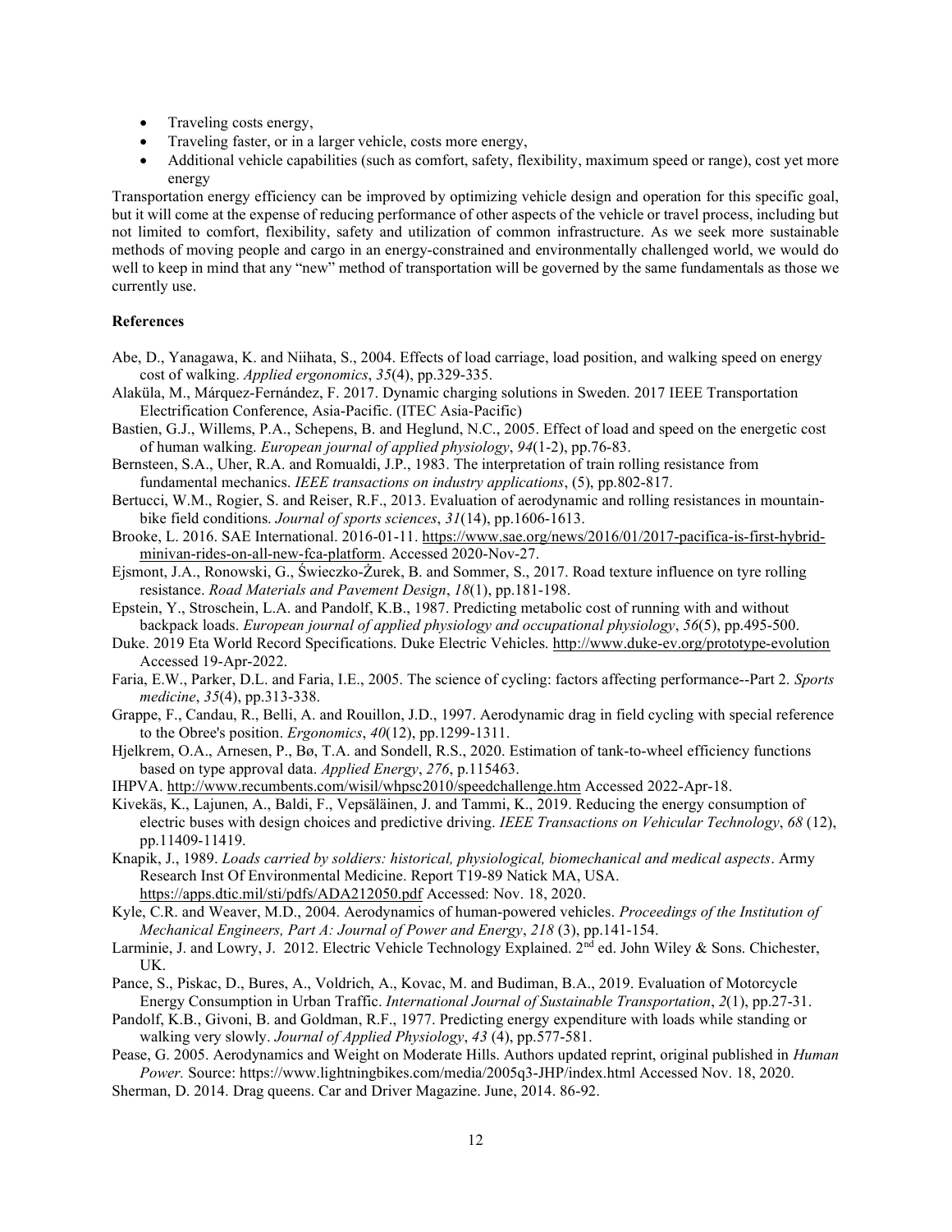- Traveling costs energy,
- Traveling faster, or in a larger vehicle, costs more energy,
- Additional vehicle capabilities (such as comfort, safety, flexibility, maximum speed or range), cost yet more energy

Transportation energy efficiency can be improved by optimizing vehicle design and operation for this specific goal, but it will come at the expense of reducing performance of other aspects of the vehicle or travel process, including but not limited to comfort, flexibility, safety and utilization of common infrastructure. As we seek more sustainable methods of moving people and cargo in an energy-constrained and environmentally challenged world, we would do well to keep in mind that any "new" method of transportation will be governed by the same fundamentals as those we currently use.

**References**

Abe, D., Yanagawa, K. and Niihata, S., 2004. Effects of load carriage, load position, and walking speed on energy cost of walking. *Applied ergonomics*, *35*(4), pp.329-335.

Alaküla, M., Márquez-Fernández, F. 2017. Dynamic charging solutions in Sweden. 2017 IEEE Transportation Electrification Conference, Asia-Pacific. (ITEC Asia-Pacific)

Bastien, G.J., Willems, P.A., Schepens, B. and Heglund, N.C., 2005. Effect of load and speed on the energetic cost of human walking. *European journal of applied physiology*, *94*(1-2), pp.76-83.

Bernsteen, S.A., Uher, R.A. and Romualdi, J.P., 1983. The interpretation of train rolling resistance from fundamental mechanics. *IEEE transactions on industry applications*, (5), pp.802-817.

Bertucci, W.M., Rogier, S. and Reiser, R.F., 2013. Evaluation of aerodynamic and rolling resistances in mountain-bike field conditions. *Journal of sports sciences*, *31*(14), pp.1606-1613.

Brooke, L. 2016. SAE International. 2016-01-11. https://www.sae.org/news/2016/01/2017-pacifica-is-first-hybrid-minivan-rides-on-all-new-fca-platform. Accessed 2020-Nov-27.

Ejsmont, J.A., Ronowski, G., Świeczko-Żurek, B. and Sommer, S., 2017. Road texture influence on tyre rolling resistance. *Road Materials and Pavement Design*, *18*(1), pp.181-198.

Epstein, Y., Stroschein, L.A. and Pandolf, K.B., 1987. Predicting metabolic cost of running with and without backpack loads. *European journal of applied physiology and occupational physiology*, *56*(5), pp.495-500.

Duke. 2019 Eta World Record Specifications. Duke Electric Vehicles. http://www.duke-ev.org/prototype-evolution Accessed 19-Apr-2022.

Faria, E.W., Parker, D.L. and Faria, I.E., 2005. The science of cycling: factors affecting performance--Part 2. *Sports medicine*, *35*(4), pp.313-338.

Grappe, F., Candau, R., Belli, A. and Rouillon, J.D., 1997. Aerodynamic drag in field cycling with special reference to the Obree's position. *Ergonomics*, *40*(12), pp.1299-1311.

Hjelkrem, O.A., Arnesen, P., Bø, T.A. and Sondell, R.S., 2020. Estimation of tank-to-wheel efficiency functions based on type approval data. *Applied Energy*, *276*, p.115463.

IHPVA. http://www.recumbents.com/wisil/whpsc2010/speedchallenge.htm Accessed 2022-Apr-18.

Kivekäs, K., Lajunen, A., Baldi, F., Vepsäläinen, J. and Tammi, K., 2019. Reducing the energy consumption of electric buses with design choices and predictive driving. *IEEE Transactions on Vehicular Technology*, *68* (12), pp.11409-11419.

Knapik, J., 1989. *Loads carried by soldiers: historical, physiological, biomechanical and medical aspects*. Army Research Inst Of Environmental Medicine. Report T19-89 Natick MA, USA. https://apps.dtic.mil/sti/pdfs/ADA212050.pdf Accessed: Nov. 18, 2020.

Kyle, C.R. and Weaver, M.D., 2004. Aerodynamics of human-powered vehicles. *Proceedings of the Institution of Mechanical Engineers, Part A: Journal of Power and Energy*, *218* (3), pp.141-154.

Larminie, J. and Lowry, J. 2012. Electric Vehicle Technology Explained. 2nd ed. John Wiley & Sons. Chichester, UK.

Pance, S., Piskac, D., Bures, A., Voldrich, A., Kovac, M. and Budiman, B.A., 2019. Evaluation of Motorcycle Energy Consumption in Urban Traffic. *International Journal of Sustainable Transportation*, *2*(1), pp.27-31.

Pandolf, K.B., Givoni, B. and Goldman, R.F., 1977. Predicting energy expenditure with loads while standing or walking very slowly. *Journal of Applied Physiology*, *43* (4), pp.577-581.

Pease, G. 2005. Aerodynamics and Weight on Moderate Hills. Authors updated reprint, original published in *Human Power.* Source: https://www.lightningbikes.com/media/2005q3-JHP/index.html Accessed Nov. 18, 2020.

Sherman, D. 2014. Drag queens. Car and Driver Magazine. June, 2014. 86-92.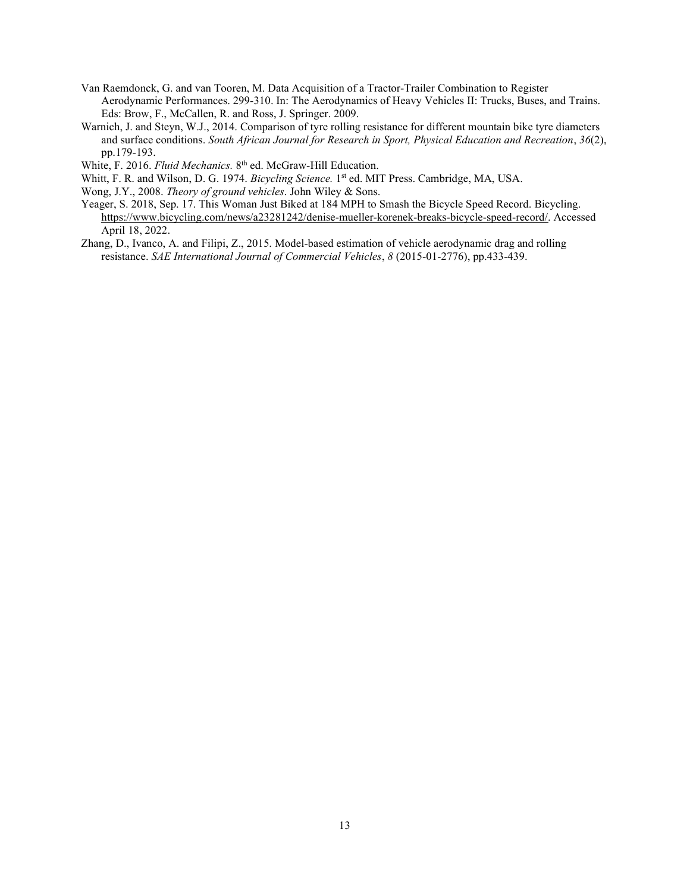Van Raemdonck, G. and van Tooren, M. Data Acquisition of a Tractor-Trailer Combination to Register Aerodynamic Performances. 299-310. In: The Aerodynamics of Heavy Vehicles II: Trucks, Buses, and Trains. Eds: Brow, F., McCallen, R. and Ross, J. Springer. 2009.

Warnich, J. and Steyn, W.J., 2014. Comparison of tyre rolling resistance for different mountain bike tyre diameters and surface conditions. *South African Journal for Research in Sport, Physical Education and Recreation*, *36*(2), pp.179-193.

White, F. 2016. *Fluid Mechanics.* 8th ed. McGraw-Hill Education.

Whitt, F. R. and Wilson, D. G. 1974. *Bicycling Science.* 1st ed. MIT Press. Cambridge, MA, USA.

Wong, J.Y., 2008. *Theory of ground vehicles*. John Wiley & Sons.

Yeager, S. 2018, Sep. 17. This Woman Just Biked at 184 MPH to Smash the Bicycle Speed Record. Bicycling. https://www.bicycling.com/news/a23281242/denise-mueller-korenek-breaks-bicycle-speed-record/. Accessed April 18, 2022.

Zhang, D., Ivanco, A. and Filipi, Z., 2015. Model-based estimation of vehicle aerodynamic drag and rolling resistance. *SAE International Journal of Commercial Vehicles*, *8* (2015-01-2776), pp.433-439.